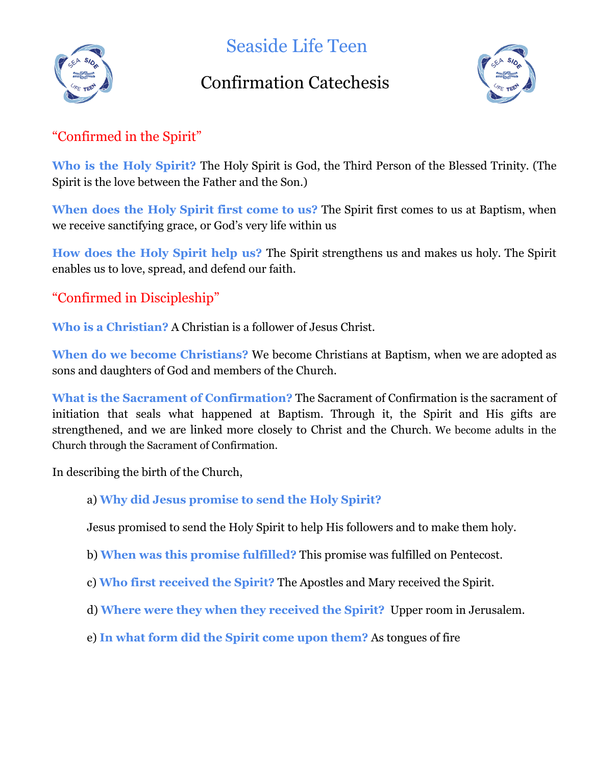# Seaside Life Teen

## Confirmation Catechesis

### "Confirmed in the Spirit"

**Who is the Holy Spirit?** The Holy Spirit is God, the Third Person of the Blessed Trinity. (The Spirit is the love between the Father and the Son.)

**When does the Holy Spirit first come to us?** The Spirit first comes to us at Baptism, when we receive sanctifying grace, or God's very life within us

**How does the Holy Spirit help us?** The Spirit strengthens us and makes us holy. The Spirit enables us to love, spread, and defend our faith.

### "Confirmed in Discipleship"

**Who is a Christian?** A Christian is a follower of Jesus Christ.

**When do we become Christians?** We become Christians at Baptism, when we are adopted as sons and daughters of God and members of the Church.

**What is the Sacrament of Confirmation?** The Sacrament of Confirmation is the sacrament of initiation that seals what happened at Baptism. Through it, the Spirit and His gifts are strengthened, and we are linked more closely to Christ and the Church. We become adults in the Church through the Sacrament of Confirmation.

In describing the birth of the Church,

a) **Why did Jesus promise to send the Holy Spirit?**

Jesus promised to send the Holy Spirit to help His followers and to make them holy.

b) **When was this promise fulfilled?** This promise was fulfilled on Pentecost.

c) **Who first received the Spirit?** The Apostles and Mary received the Spirit.

d) **Where were they when they received the Spirit?** Upper room in Jerusalem.

e) **In what form did the Spirit come upon them?** As tongues of fire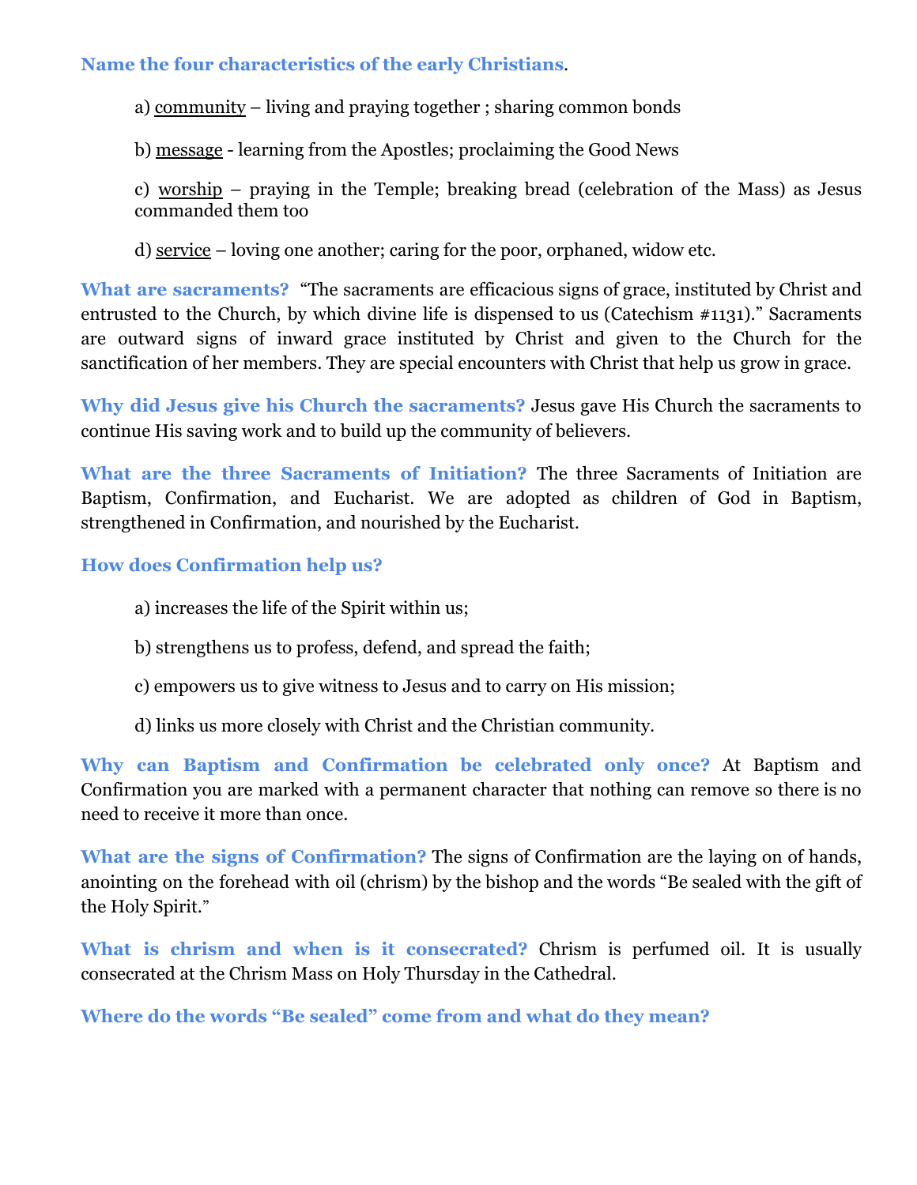**Name the four characteristics of the early Christians.**

a) community – living and praying together ; sharing common bonds

b) message - learning from the Apostles; proclaiming the Good News

c) worship – praying in the Temple; breaking bread (celebration of the Mass) as Jesus commanded them too

d) service – loving one another; caring for the poor, orphaned, widow etc.

**What are sacraments?** "The sacraments are efficacious signs of grace, instituted by Christ and entrusted to the Church, by which divine life is dispensed to us (Catechism #1131)." Sacraments are outward signs of inward grace instituted by Christ and given to the Church for the sanctification of her members. They are special encounters with Christ that help us grow in grace.

**Why did Jesus give his Church the sacraments?** Jesus gave His Church the sacraments to continue His saving work and to build up the community of believers.

**What are the three Sacraments of Initiation?** The three Sacraments of Initiation are Baptism, Confirmation, and Eucharist. We are adopted as children of God in Baptism, strengthened in Confirmation, and nourished by the Eucharist.

**How does Confirmation help us?**

a) increases the life of the Spirit within us;

b) strengthens us to profess, defend, and spread the faith;

c) empowers us to give witness to Jesus and to carry on His mission;

d) links us more closely with Christ and the Christian community.

**Why can Baptism and Confirmation be celebrated only once?** At Baptism and Confirmation you are marked with a permanent character that nothing can remove so there is no need to receive it more than once.

**What are the signs of Confirmation?** The signs of Confirmation are the laying on of hands, anointing on the forehead with oil (chrism) by the bishop and the words "Be sealed with the gift of the Holy Spirit."

**What is chrism and when is it consecrated?** Chrism is perfumed oil. It is usually consecrated at the Chrism Mass on Holy Thursday in the Cathedral.

**Where do the words "Be sealed" come from and what do they mean?**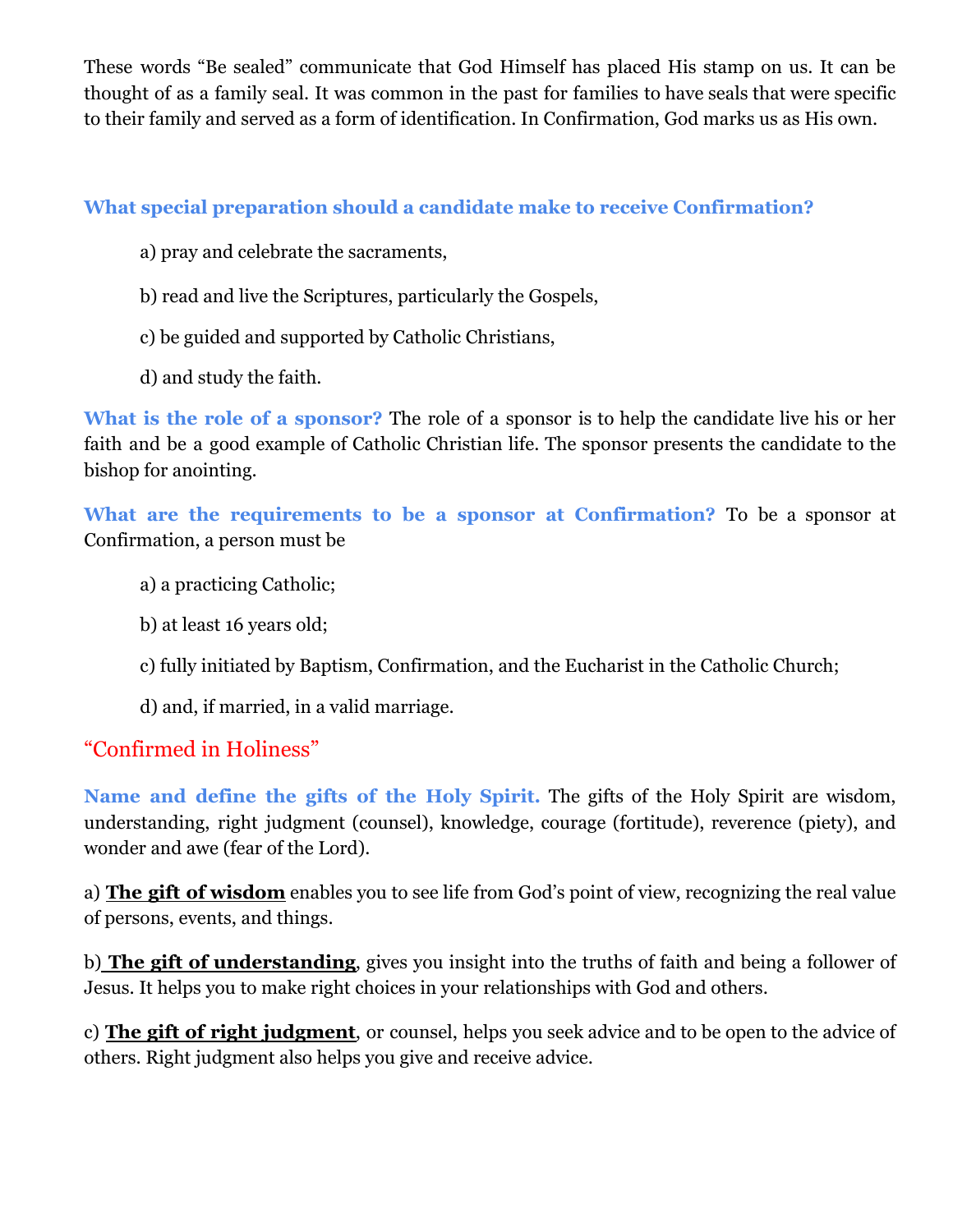These words "Be sealed" communicate that God Himself has placed His stamp on us. It can be thought of as a family seal. It was common in the past for families to have seals that were specific to their family and served as a form of identification. In Confirmation, God marks us as His own.

**What special preparation should a candidate make to receive Confirmation?**

a) pray and celebrate the sacraments,

b) read and live the Scriptures, particularly the Gospels,

c) be guided and supported by Catholic Christians,

d) and study the faith.

**What is the role of a sponsor?** The role of a sponsor is to help the candidate live his or her faith and be a good example of Catholic Christian life. The sponsor presents the candidate to the bishop for anointing.

**What are the requirements to be a sponsor at Confirmation?** To be a sponsor at Confirmation, a person must be

a) a practicing Catholic;

b) at least 16 years old;

c) fully initiated by Baptism, Confirmation, and the Eucharist in the Catholic Church;

d) and, if married, in a valid marriage.

## "Confirmed in Holiness"

**Name and define the gifts of the Holy Spirit.** The gifts of the Holy Spirit are wisdom, understanding, right judgment (counsel), knowledge, courage (fortitude), reverence (piety), and wonder and awe (fear of the Lord).

a) **The gift of wisdom** enables you to see life from God's point of view, recognizing the real value of persons, events, and things.

b) **The gift of understanding**, gives you insight into the truths of faith and being a follower of Jesus. It helps you to make right choices in your relationships with God and others.

c) **The gift of right judgment**, or counsel, helps you seek advice and to be open to the advice of others. Right judgment also helps you give and receive advice.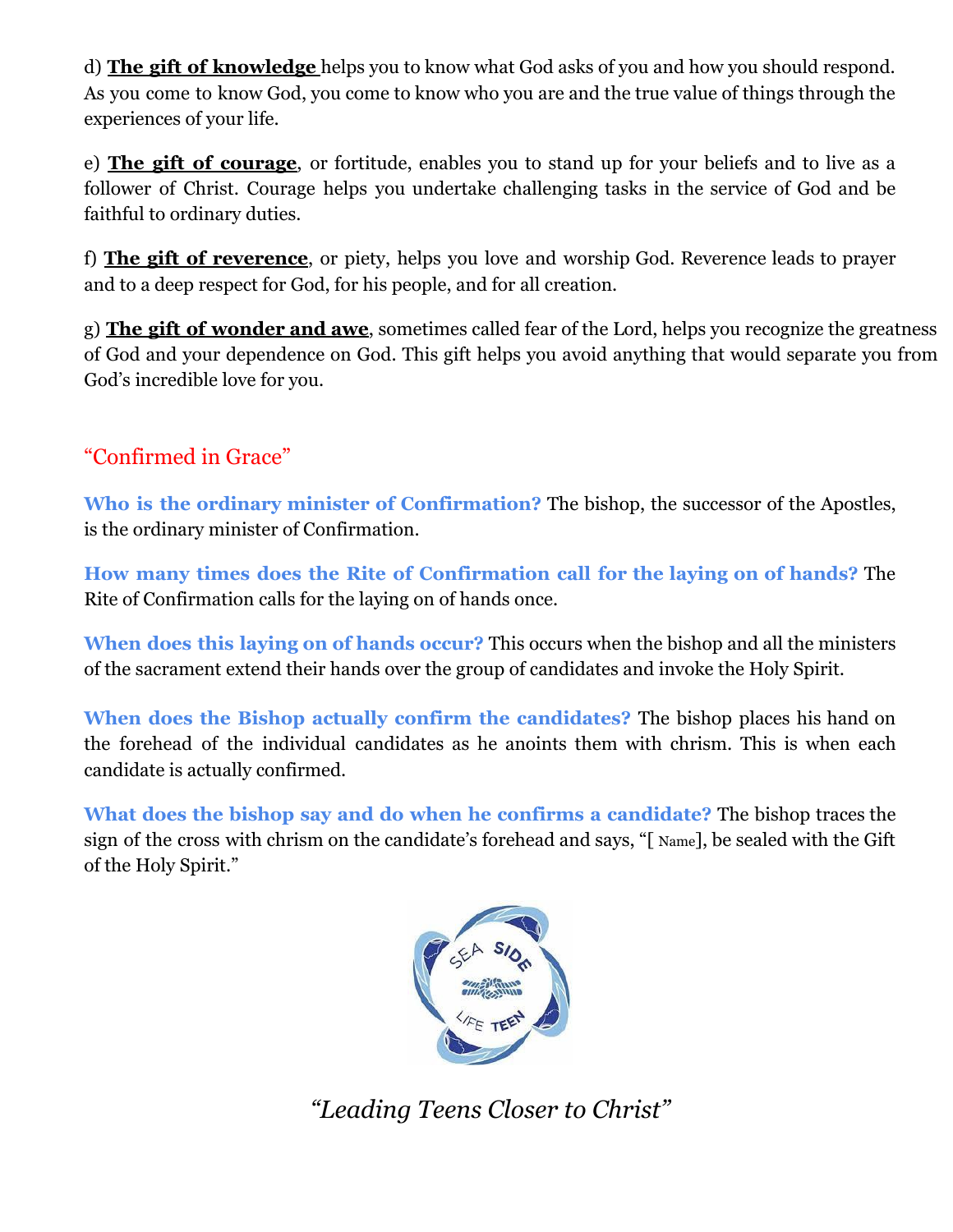d) **The gift of knowledge** helps you to know what God asks of you and how you should respond. As you come to know God, you come to know who you are and the true value of things through the experiences of your life.

e) **The gift of courage**, or fortitude, enables you to stand up for your beliefs and to live as a follower of Christ. Courage helps you undertake challenging tasks in the service of God and be faithful to ordinary duties.

f) **The gift of reverence**, or piety, helps you love and worship God. Reverence leads to prayer and to a deep respect for God, for his people, and for all creation.

g) **The gift of wonder and awe**, sometimes called fear of the Lord, helps you recognize the greatness of God and your dependence on God. This gift helps you avoid anything that would separate you from God's incredible love for you.

## "Confirmed in Grace"

**Who is the ordinary minister of Confirmation?** The bishop, the successor of the Apostles, is the ordinary minister of Confirmation.

**How many times does the Rite of Confirmation call for the laying on of hands?** The Rite of Confirmation calls for the laying on of hands once.

**When does this laying on of hands occur?** This occurs when the bishop and all the ministers of the sacrament extend their hands over the group of candidates and invoke the Holy Spirit.

**When does the Bishop actually confirm the candidates?** The bishop places his hand on the forehead of the individual candidates as he anoints them with chrism. This is when each candidate is actually confirmed.

**What does the bishop say and do when he confirms a candidate?** The bishop traces the sign of the cross with chrism on the candidate's forehead and says, "[ Name], be sealed with the Gift of the Holy Spirit."

SEA SIDE LIFE TEEN

*"Leading Teens Closer to Christ"*